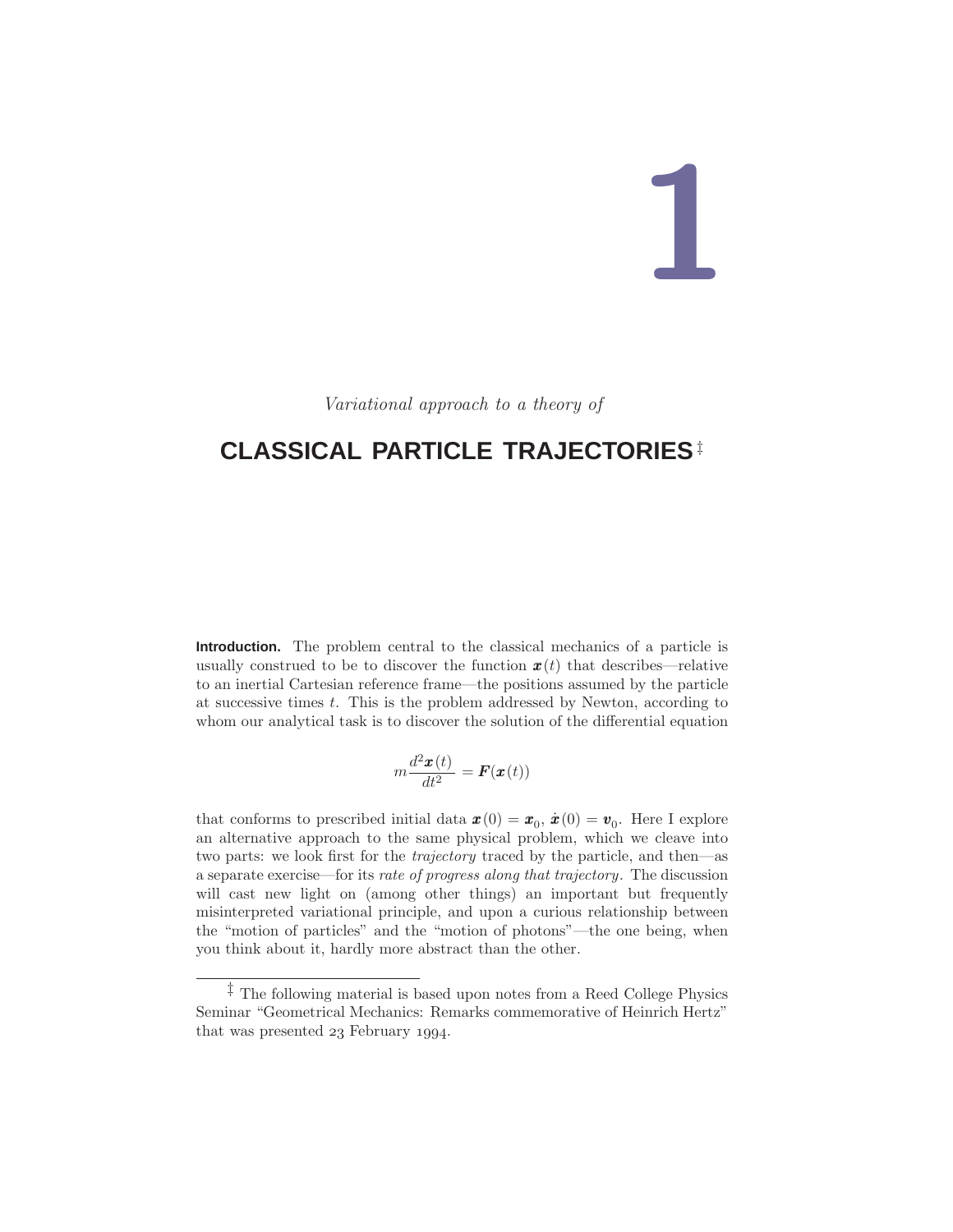# 1

*Variational approach to a theory of*

## CLASSICAL PARTICLE TRAJECTORIES‡

**Introduction.** The problem central to the classical mechanics of a particle is usually construed to be to discover the function $\boldsymbol{x}(t)$ that describes—relative to an inertial Cartesian reference frame—the positions assumed by the particle at successive times $t$. This is the problem addressed by Newton, according to whom our analytical task is to discover the solution of the differential equation

$$m\frac{d^2\boldsymbol{x}(t)}{dt^2} = \boldsymbol{F}(\boldsymbol{x}(t))$$

that conforms to prescribed initial data $\boldsymbol{x}(0) = \boldsymbol{x}_0$, $\dot{\boldsymbol{x}}(0) = \boldsymbol{v}_0$. Here I explore an alternative approach to the same physical problem, which we cleave into two parts: we look first for the *trajectory* traced by the particle, and then—as a separate exercise—for its *rate of progress along that trajectory*. The discussion will cast new light on (among other things) an important but frequently misinterpreted variational principle, and upon a curious relationship between the "motion of particles" and the "motion of photons"—the one being, when you think about it, hardly more abstract than the other.

‡ The following material is based upon notes from a Reed College Physics Seminar "Geometrical Mechanics: Remarks commemorative of Heinrich Hertz" that was presented 23 February 1994.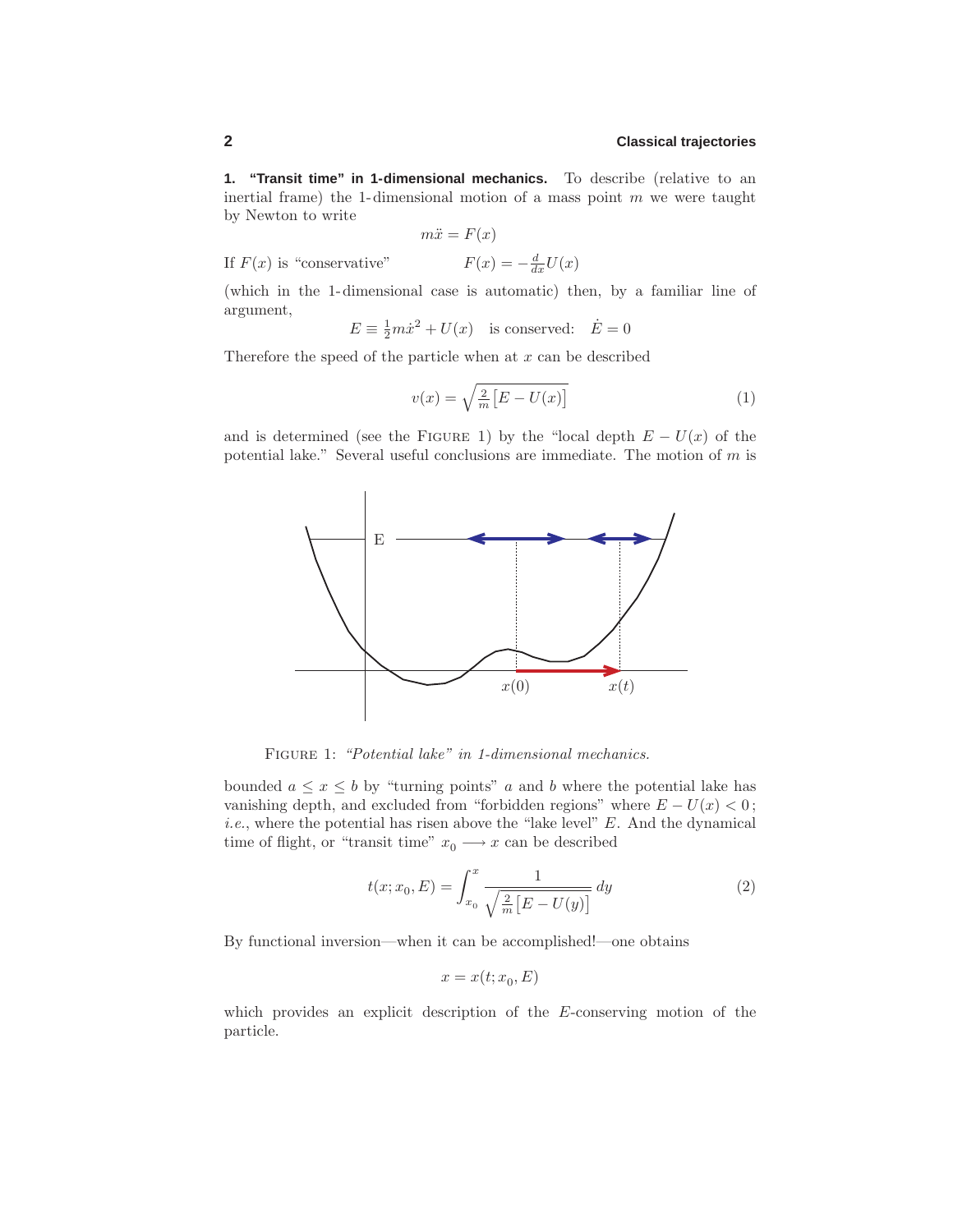**1. "Transit time" in 1-dimensional mechanics.** To describe (relative to an inertial frame) the 1-dimensional motion of a mass point $m$ we were taught by Newton to write

$$m\ddot{x} = F(x)$$

If $F(x)$ is "conservative" $\quad F(x) = -\frac{d}{dx}U(x)$

(which in the 1-dimensional case is automatic) then, by a familiar line of argument,

$$E \equiv \tfrac{1}{2}m\dot{x}^2 + U(x) \quad \text{is conserved:} \quad \dot{E} = 0$$

Therefore the speed of the particle when at $x$ can be described

$$v(x) = \sqrt{\tfrac{2}{m}\big[E - U(x)\big]} \tag{1}$$

and is determined (see the FIGURE 1) by the "local depth $E - U(x)$ of the potential lake." Several useful conclusions are immediate. The motion of $m$ is bounded $a \leq x \leq b$ by "turning points" $a$ and $b$ where the potential lake has vanishing depth, and excluded from "forbidden regions" where $E - U(x) < 0$; *i.e.*, where the potential has risen above the "lake level" $E$. And the dynamical time of flight, or "transit time" $x_0 \longrightarrow x$ can be described

FIGURE 1: *"Potential lake" in 1-dimensional mechanics.*

$$t(x; x_0, E) = \int_{x_0}^{x} \frac{1}{\sqrt{\frac{2}{m}\big[E - U(y)\big]}}\,dy \tag{2}$$

By functional inversion—when it can be accomplished!—one obtains

$$x = x(t; x_0, E)$$

which provides an explicit description of the $E$-conserving motion of the particle.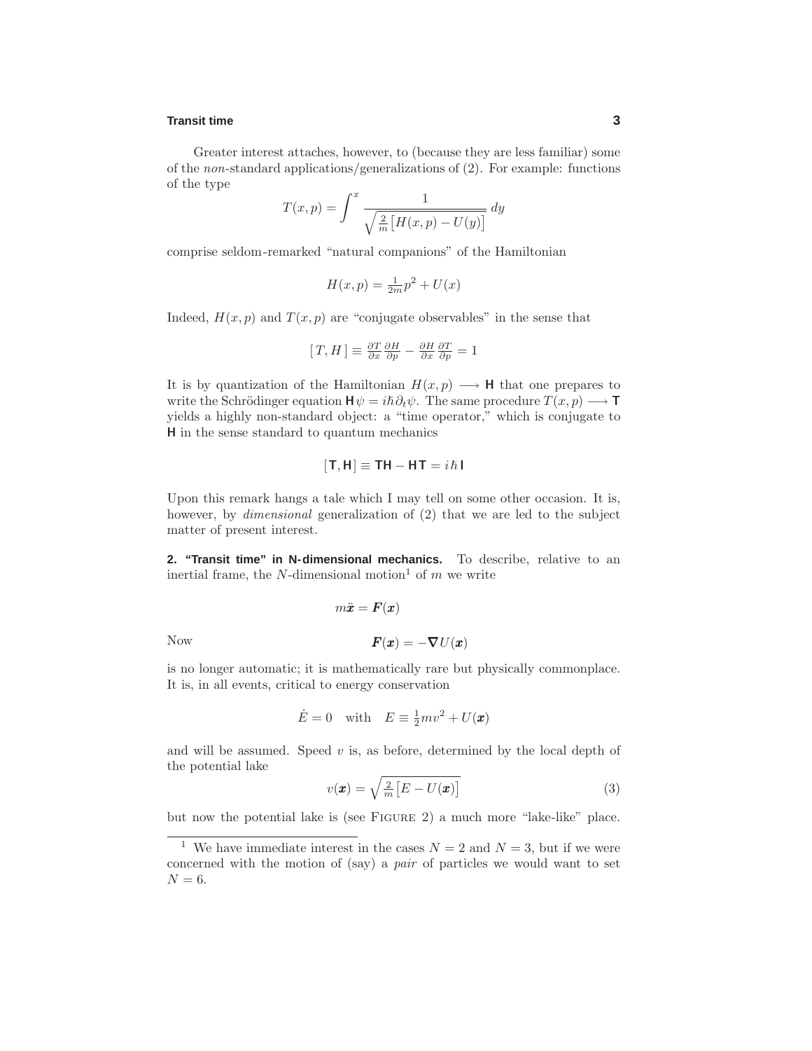Greater interest attaches, however, to (because they are less familiar) some of the *non*-standard applications/generalizations of (2). For example: functions of the type

$$T(x,p) = \int^x \frac{1}{\sqrt{\frac{2}{m}\big[H(x,p) - U(y)\big]}}\,dy$$

comprise seldom-remarked "natural companions" of the Hamiltonian

$$H(x,p) = \tfrac{1}{2m}p^2 + U(x)$$

Indeed, $H(x,p)$ and $T(x,p)$ are "conjugate observables" in the sense that

$$[\,T, H\,] \equiv \tfrac{\partial T}{\partial x}\tfrac{\partial H}{\partial p} - \tfrac{\partial H}{\partial x}\tfrac{\partial T}{\partial p} = 1$$

It is by quantization of the Hamiltonian $H(x,p) \longrightarrow \mathsf{H}$ that one prepares to write the Schrödinger equation $\mathsf{H}\psi = i\hbar\partial_t\psi$. The same procedure $T(x,p) \longrightarrow \mathsf{T}$ yields a highly non-standard object: a "time operator," which is conjugate to $\mathsf{H}$ in the sense standard to quantum mechanics

$$[\mathsf{T}, \mathsf{H}] \equiv \mathsf{TH} - \mathsf{HT} = i\hbar\,\mathsf{I}$$

Upon this remark hangs a tale which I may tell on some other occasion. It is, however, by *dimensional* generalization of (2) that we are led to the subject matter of present interest.

**2. "Transit time" in N-dimensional mechanics.** To describe, relative to an inertial frame, the $N$-dimensional motion[1] of $m$ we write

$$m\ddot{\boldsymbol{x}} = \boldsymbol{F}(\boldsymbol{x})$$

Now

$$\boldsymbol{F}(\boldsymbol{x}) = -\boldsymbol{\nabla}U(\boldsymbol{x})$$

is no longer automatic; it is mathematically rare but physically commonplace. It is, in all events, critical to energy conservation

$$\dot{E} = 0 \quad\text{with}\quad E \equiv \tfrac{1}{2}mv^2 + U(\boldsymbol{x})$$

and will be assumed. Speed $v$ is, as before, determined by the local depth of the potential lake

$$v(\boldsymbol{x}) = \sqrt{\tfrac{2}{m}\big[E - U(\boldsymbol{x})\big]} \tag{3}$$

but now the potential lake is (see FIGURE 2) a much more "lake-like" place.

[1] We have immediate interest in the cases $N = 2$ and $N = 3$, but if we were concerned with the motion of (say) a *pair* of particles we would want to set $N = 6$.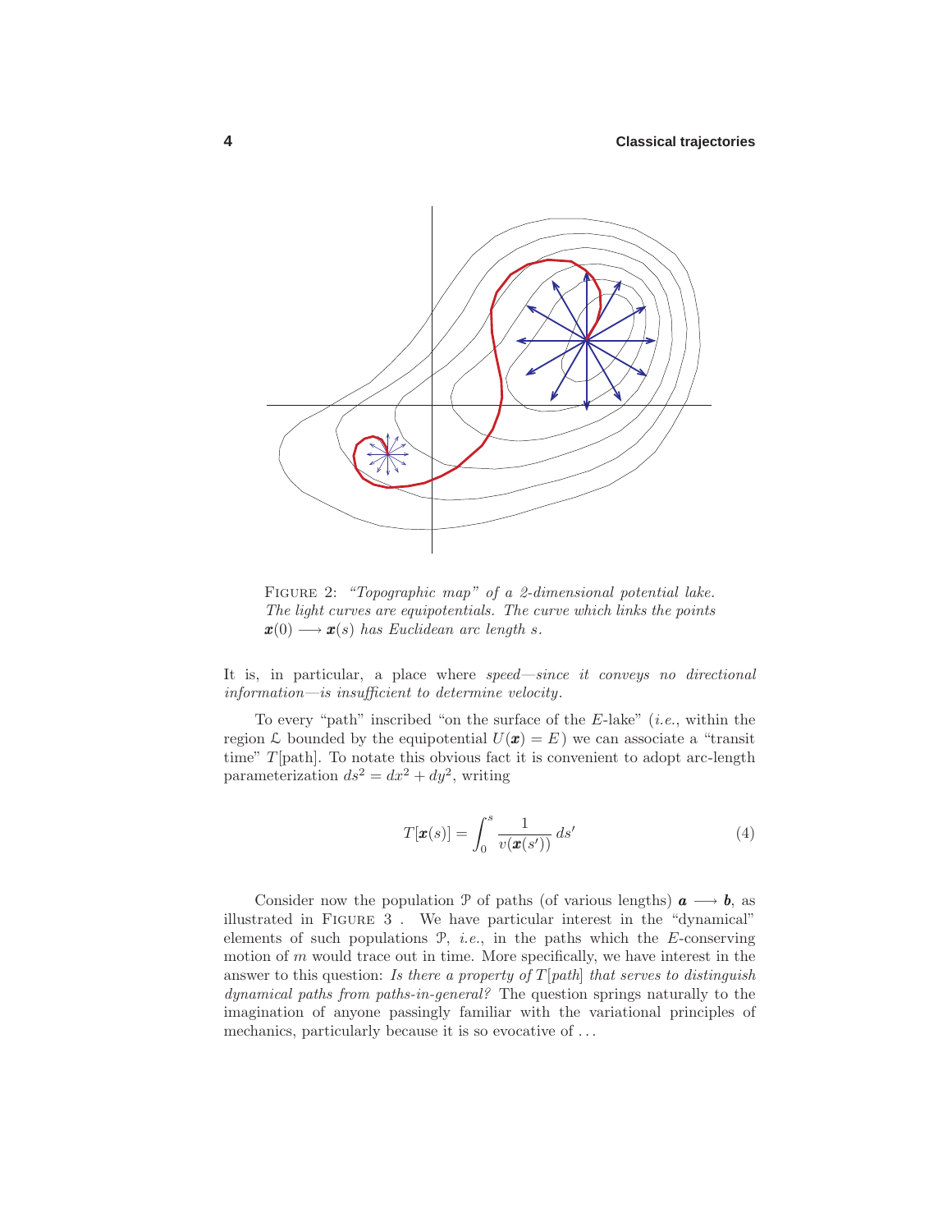FIGURE 2: *"Topographic map" of a 2-dimensional potential lake. The light curves are equipotentials. The curve which links the points* $\boldsymbol{x}(0) \longrightarrow \boldsymbol{x}(s)$ *has Euclidean arc length* $s$.

It is, in particular, a place where *speed—since it conveys no directional information—is insufficient to determine velocity*.

To every "path" inscribed "on the surface of the $E$-lake" (*i.e.*, within the region $\mathcal{L}$ bounded by the equipotential $U(\boldsymbol{x}) = E$) we can associate a "transit time" $T$[path]. To notate this obvious fact it is convenient to adopt arc-length parameterization $ds^2 = dx^2 + dy^2$, writing

$$T[\boldsymbol{x}(s)] = \int_0^s \frac{1}{v(\boldsymbol{x}(s'))}\, ds' \tag{4}$$

Consider now the population $\mathcal{P}$ of paths (of various lengths) $\boldsymbol{a} \longrightarrow \boldsymbol{b}$, as illustrated in FIGURE 3 . We have particular interest in the "dynamical" elements of such populations $\mathcal{P}$, *i.e.*, in the paths which the $E$-conserving motion of $m$ would trace out in time. More specifically, we have interest in the answer to this question: *Is there a property of $T$[path] that serves to distinguish dynamical paths from paths-in-general?* The question springs naturally to the imagination of anyone passingly familiar with the variational principles of mechanics, particularly because it is so evocative of ...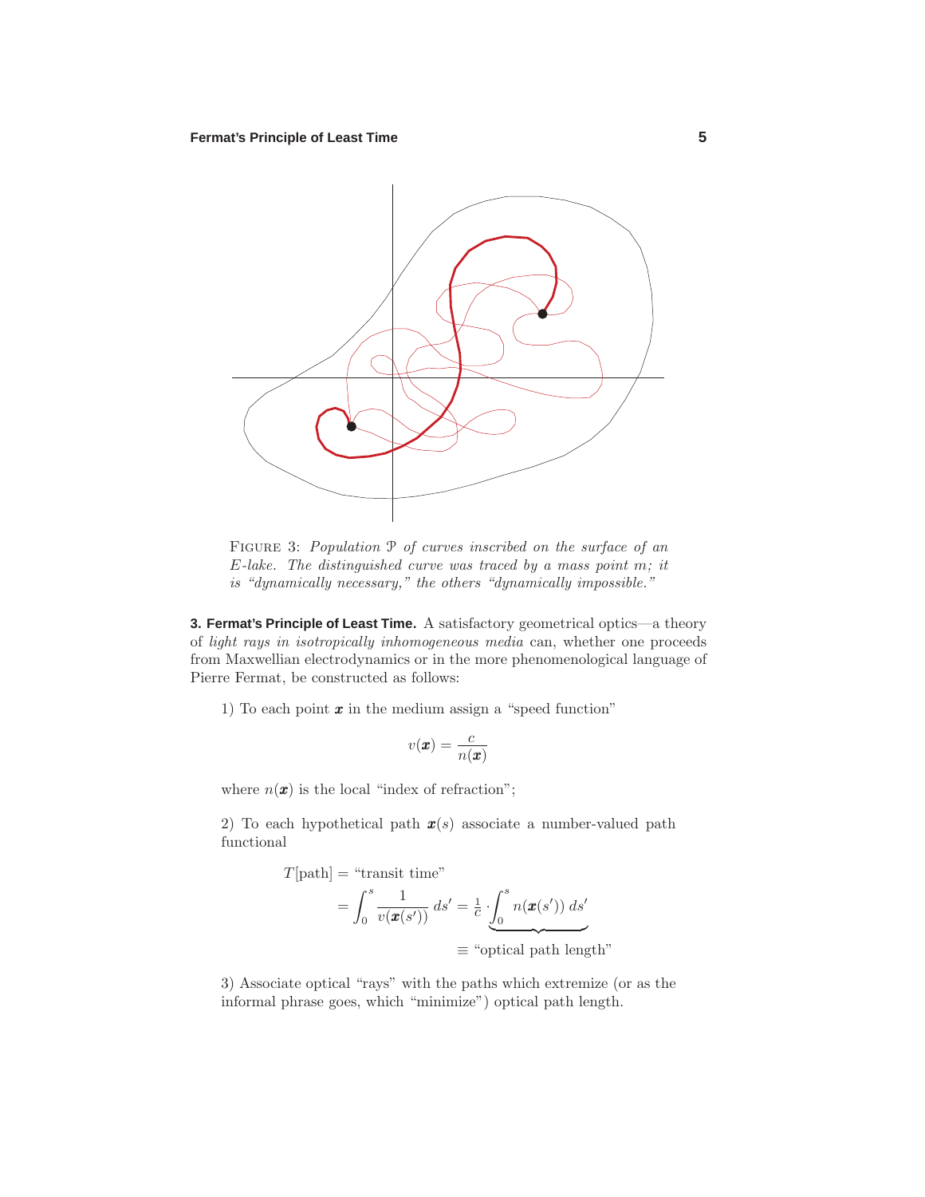FIGURE 3: *Population $\mathcal{P}$ of curves inscribed on the surface of an E-lake. The distinguished curve was traced by a mass point m; it is "dynamically necessary," the others "dynamically impossible."*

**3. Fermat's Principle of Least Time.** A satisfactory geometrical optics—a theory of *light rays in isotropically inhomogeneous media* can, whether one proceeds from Maxwellian electrodynamics or in the more phenomenological language of Pierre Fermat, be constructed as follows:

1) To each point $\boldsymbol{x}$ in the medium assign a "speed function"

$$v(\boldsymbol{x}) = \frac{c}{n(\boldsymbol{x})}$$

where $n(\boldsymbol{x})$ is the local "index of refraction";

2) To each hypothetical path $\boldsymbol{x}(s)$ associate a number-valued path functional

$$\begin{aligned} T[\text{path}] &= \text{"transit time"} \\ &= \int_0^s \frac{1}{v(\boldsymbol{x}(s'))}\,ds' = \tfrac{1}{c}\cdot\underbrace{\int_0^s n(\boldsymbol{x}(s'))\,ds'} \\ &\qquad\qquad\qquad\qquad \equiv \text{"optical path length"} \end{aligned}$$

3) Associate optical "rays" with the paths which extremize (or as the informal phrase goes, which "minimize") optical path length.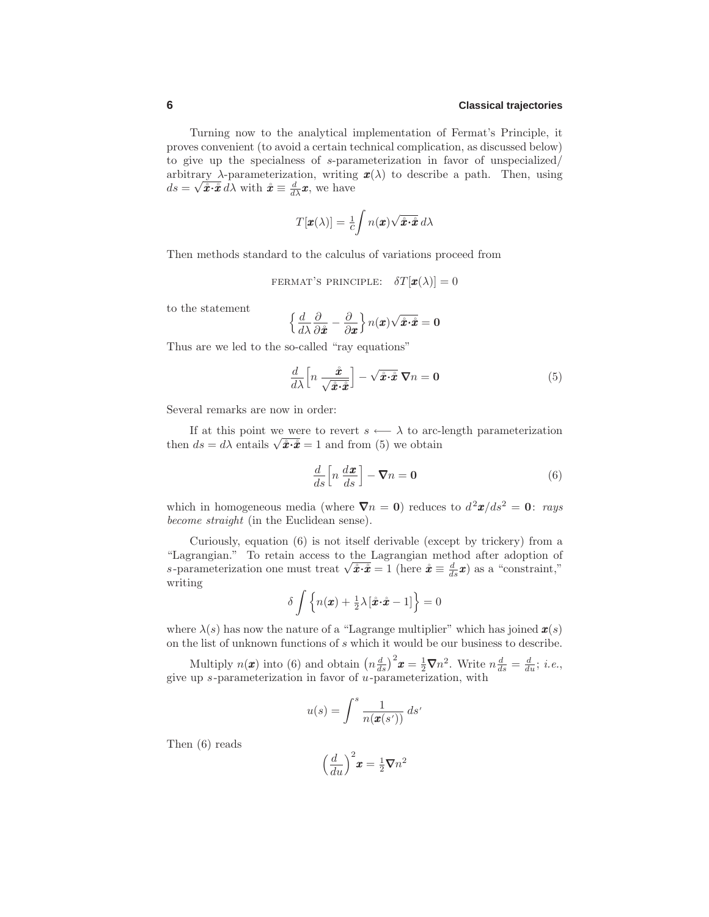Turning now to the analytical implementation of Fermat's Principle, it proves convenient (to avoid a certain technical complication, as discussed below) to give up the specialness of $s$-parameterization in favor of unspecialized/arbitrary $\lambda$-parameterization, writing $\boldsymbol{x}(\lambda)$ to describe a path. Then, using $ds = \sqrt{\mathring{\boldsymbol{x}}\cdot\mathring{\boldsymbol{x}}}\,d\lambda$ with $\mathring{\boldsymbol{x}} \equiv \frac{d}{d\lambda}\boldsymbol{x}$, we have

$$T[\boldsymbol{x}(\lambda)] = \tfrac{1}{c}\int n(\boldsymbol{x})\sqrt{\mathring{\boldsymbol{x}}\cdot\mathring{\boldsymbol{x}}}\,d\lambda$$

Then methods standard to the calculus of variations proceed from

$$\textsc{fermat's principle:}\quad \delta T[\boldsymbol{x}(\lambda)] = 0$$

to the statement

$$\Big\{\frac{d}{d\lambda}\frac{\partial}{\partial\mathring{\boldsymbol{x}}} - \frac{\partial}{\partial\boldsymbol{x}}\Big\}\,n(\boldsymbol{x})\sqrt{\mathring{\boldsymbol{x}}\cdot\mathring{\boldsymbol{x}}} = \boldsymbol{0}$$

Thus are we led to the so-called "ray equations"

$$\frac{d}{d\lambda}\Big[n\,\frac{\mathring{\boldsymbol{x}}}{\sqrt{\mathring{\boldsymbol{x}}\cdot\mathring{\boldsymbol{x}}}}\Big] - \sqrt{\mathring{\boldsymbol{x}}\cdot\mathring{\boldsymbol{x}}}\;\boldsymbol{\nabla}n = \boldsymbol{0} \tag{5}$$

Several remarks are now in order:

If at this point we were to revert $s \longleftarrow \lambda$ to arc-length parameterization then $ds = d\lambda$ entails $\sqrt{\mathring{\boldsymbol{x}}\cdot\mathring{\boldsymbol{x}}} = 1$ and from (5) we obtain

$$\frac{d}{ds}\Big[n\,\frac{d\boldsymbol{x}}{ds}\Big] - \boldsymbol{\nabla}n = \boldsymbol{0} \tag{6}$$

which in homogeneous media (where $\boldsymbol{\nabla}n = \boldsymbol{0}$) reduces to $d^2\boldsymbol{x}/ds^2 = \boldsymbol{0}$: *rays become straight* (in the Euclidean sense).

Curiously, equation (6) is not itself derivable (except by trickery) from a "Lagrangian." To retain access to the Lagrangian method after adoption of $s$-parameterization one must treat $\sqrt{\mathring{\boldsymbol{x}}\cdot\mathring{\boldsymbol{x}}} = 1$ (here $\mathring{\boldsymbol{x}} \equiv \frac{d}{ds}\boldsymbol{x}$) as a "constraint," writing

$$\delta\int\Big\{n(\boldsymbol{x}) + \tfrac{1}{2}\lambda\,[\mathring{\boldsymbol{x}}\cdot\mathring{\boldsymbol{x}} - 1]\Big\} = 0$$

where $\lambda(s)$ has now the nature of a "Lagrange multiplier" which has joined $\boldsymbol{x}(s)$ on the list of unknown functions of $s$ which it would be our business to describe.

Multiply $n(\boldsymbol{x})$ into (6) and obtain $\big(n\frac{d}{ds}\big)^2\boldsymbol{x} = \frac{1}{2}\boldsymbol{\nabla}n^2$. Write $n\frac{d}{ds} = \frac{d}{du}$; *i.e.*, give up $s$-parameterization in favor of $u$-parameterization, with

$$u(s) = \int^s \frac{1}{n(\boldsymbol{x}(s'))}\,ds'$$

Then (6) reads

$$\Big(\frac{d}{du}\Big)^2\boldsymbol{x} = \tfrac{1}{2}\boldsymbol{\nabla}n^2$$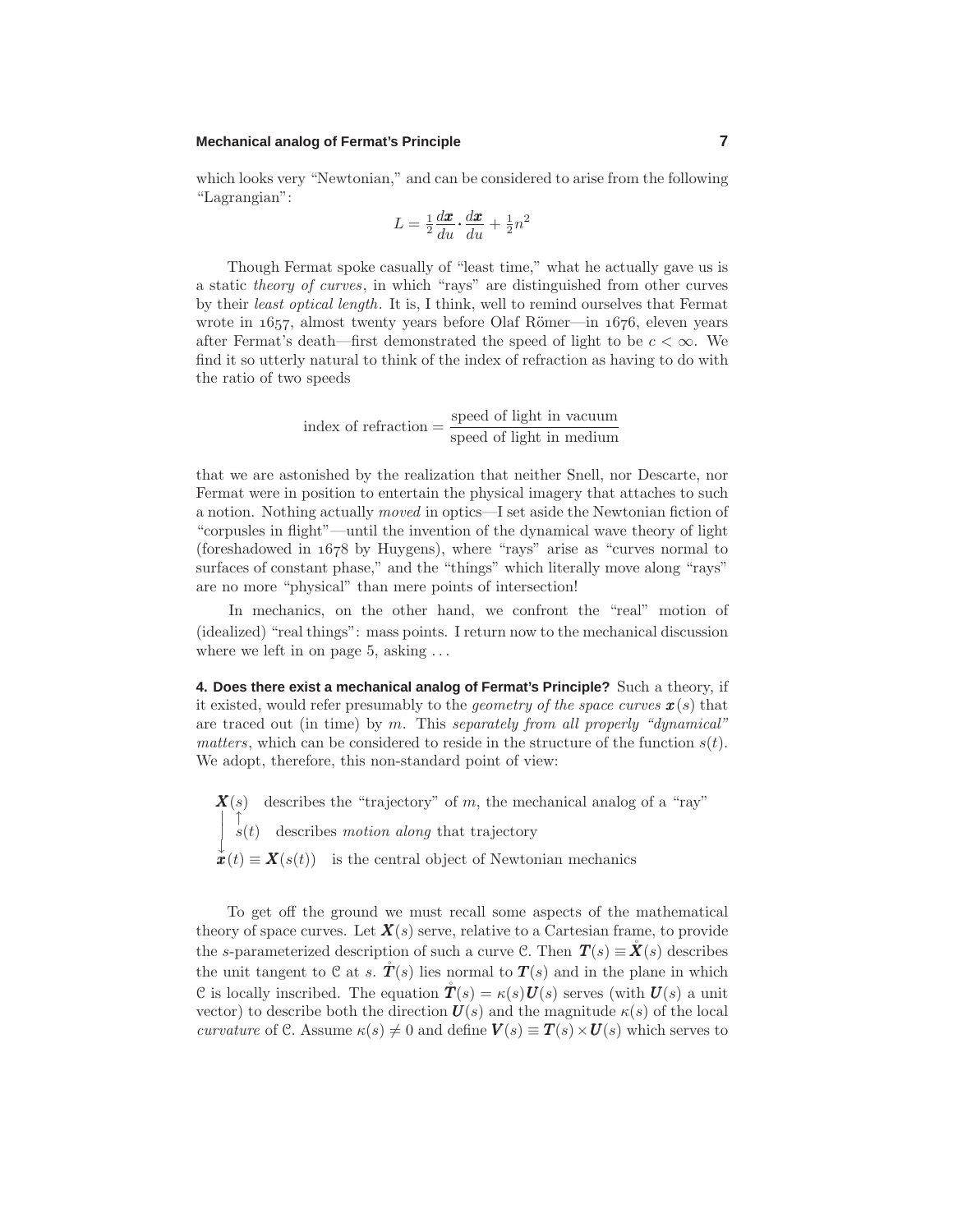which looks very "Newtonian," and can be considered to arise from the following "Lagrangian":

$$L = \tfrac{1}{2}\frac{d\boldsymbol{x}}{du}\cdot\frac{d\boldsymbol{x}}{du} + \tfrac{1}{2}n^2$$

Though Fermat spoke casually of "least time," what he actually gave us is a static *theory of curves*, in which "rays" are distinguished from other curves by their *least optical length*. It is, I think, well to remind ourselves that Fermat wrote in 1657, almost twenty years before Olaf Römer—in 1676, eleven years after Fermat's death—first demonstrated the speed of light to be $c < \infty$. We find it so utterly natural to think of the index of refraction as having to do with the ratio of two speeds

$$\text{index of refraction} = \frac{\text{speed of light in vacuum}}{\text{speed of light in medium}}$$

that we are astonished by the realization that neither Snell, nor Descarte, nor Fermat were in position to entertain the physical imagery that attaches to such a notion. Nothing actually *moved* in optics—I set aside the Newtonian fiction of "corpusles in flight"—until the invention of the dynamical wave theory of light (foreshadowed in 1678 by Huygens), where "rays" arise as "curves normal to surfaces of constant phase," and the "things" which literally move along "rays" are no more "physical" than mere points of intersection!

In mechanics, on the other hand, we confront the "real" motion of (idealized) "real things": mass points. I return now to the mechanical discussion where we left in on page 5, asking . . .

**4. Does there exist a mechanical analog of Fermat's Principle?** Such a theory, if it existed, would refer presumably to the *geometry of the space curves* $\boldsymbol{x}(s)$ that are traced out (in time) by $m$. This *separately from all properly "dynamical" matters*, which can be considered to reside in the structure of the function $s(t)$. We adopt, therefore, this non-standard point of view:

$\boldsymbol{X}(s)$ describes the "trajectory" of $m$, the mechanical analog of a "ray"

$s(t)$ describes *motion along* that trajectory

$\boldsymbol{x}(t) \equiv \boldsymbol{X}(s(t))$ is the central object of Newtonian mechanics

To get off the ground we must recall some aspects of the mathematical theory of space curves. Let $\boldsymbol{X}(s)$ serve, relative to a Cartesian frame, to provide the $s$-parameterized description of such a curve $\mathcal{C}$. Then $\boldsymbol{T}(s) \equiv \mathring{\boldsymbol{X}}(s)$ describes the unit tangent to $\mathcal{C}$ at $s$. $\mathring{\boldsymbol{T}}(s)$ lies normal to $\boldsymbol{T}(s)$ and in the plane in which $\mathcal{C}$ is locally inscribed. The equation $\mathring{\boldsymbol{T}}(s) = \kappa(s)\boldsymbol{U}(s)$ serves (with $\boldsymbol{U}(s)$ a unit vector) to describe both the direction $\boldsymbol{U}(s)$ and the magnitude $\kappa(s)$ of the local *curvature* of $\mathcal{C}$. Assume $\kappa(s) \neq 0$ and define $\boldsymbol{V}(s) \equiv \boldsymbol{T}(s) \times \boldsymbol{U}(s)$ which serves to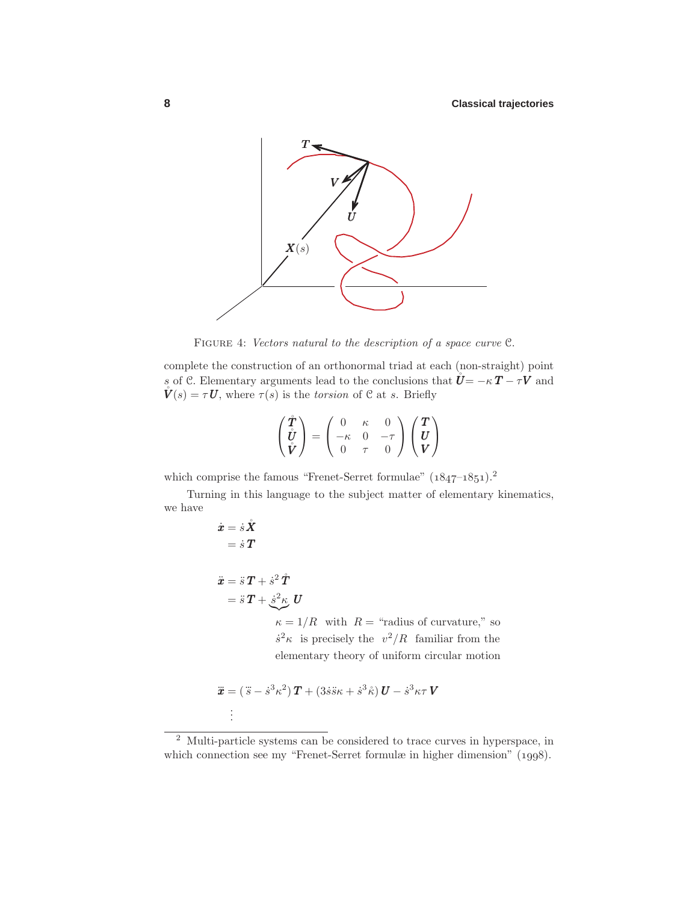FIGURE 4: *Vectors natural to the description of a space curve* $\mathcal{C}$.

complete the construction of an orthonormal triad at each (non-straight) point $s$ of $\mathcal{C}$. Elementary arguments lead to the conclusions that $\overset{\circ}{\boldsymbol{U}} = -\kappa\,\boldsymbol{T} - \tau\boldsymbol{V}$ and $\overset{\circ}{\boldsymbol{V}}(s) = \tau\,\boldsymbol{U}$, where $\tau(s)$ is the *torsion* of $\mathcal{C}$ at $s$. Briefly

$$\begin{pmatrix} \overset{\circ}{\boldsymbol{T}} \\ \overset{\circ}{\boldsymbol{U}} \\ \overset{\circ}{\boldsymbol{V}} \end{pmatrix} = \begin{pmatrix} 0 & \kappa & 0 \\ -\kappa & 0 & -\tau \\ 0 & \tau & 0 \end{pmatrix} \begin{pmatrix} \boldsymbol{T} \\ \boldsymbol{U} \\ \boldsymbol{V} \end{pmatrix}$$

which comprise the famous "Frenet-Serret formulae" (1847–1851).[2]

Turning in this language to the subject matter of elementary kinematics, we have

$$\begin{aligned}
\dot{\boldsymbol{x}} &= \dot{s}\,\overset{\circ}{\boldsymbol{X}} \\
&= \dot{s}\,\boldsymbol{T}
\end{aligned}$$

$$\begin{aligned}
\ddot{\boldsymbol{x}} &= \ddot{s}\,\boldsymbol{T} + \dot{s}^2\,\overset{\circ}{\boldsymbol{T}} \\
&= \ddot{s}\,\boldsymbol{T} + \underbrace{\dot{s}^2\kappa}\,\boldsymbol{U}
\end{aligned}$$

$\kappa = 1/R$ with $R =$ "radius of curvature," so $\dot{s}^2\kappa$ is precisely the $v^2/R$ familiar from the elementary theory of uniform circular motion

$$\dddot{\boldsymbol{x}} = (\dddot{s} - \dot{s}^3\kappa^2)\,\boldsymbol{T} + (3\dot{s}\ddot{s}\kappa + \dot{s}^3\overset{\circ}{\kappa})\,\boldsymbol{U} - \dot{s}^3\kappa\tau\,\boldsymbol{V}$$

$$\vdots$$

---

[2] Multi-particle systems can be considered to trace curves in hyperspace, in which connection see my "Frenet-Serret formulæ in higher dimension" (1998).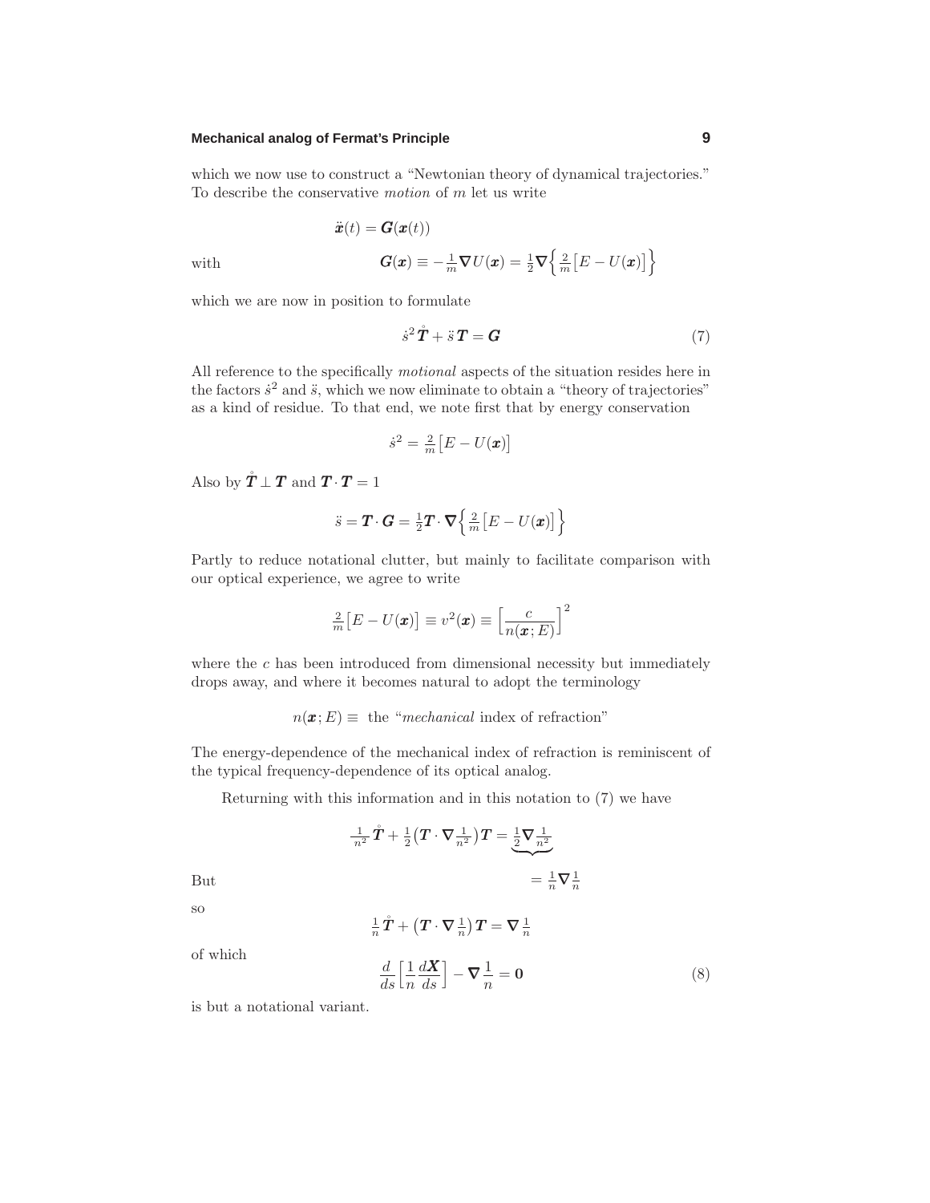which we now use to construct a "Newtonian theory of dynamical trajectories." To describe the conservative *motion* of $m$ let us write

$$\ddot{\boldsymbol{x}}(t) = \boldsymbol{G}(\boldsymbol{x}(t))$$

with

$$\boldsymbol{G}(\boldsymbol{x}) \equiv -\tfrac{1}{m}\boldsymbol{\nabla} U(\boldsymbol{x}) = \tfrac{1}{2}\boldsymbol{\nabla}\Big\{\tfrac{2}{m}\big[E - U(\boldsymbol{x})\big]\Big\}$$

which we are now in position to formulate

$$\dot{s}^2\,\mathring{\boldsymbol{T}} + \ddot{s}\,\boldsymbol{T} = \boldsymbol{G} \tag{7}$$

All reference to the specifically *motional* aspects of the situation resides here in the factors $\dot{s}^2$ and $\ddot{s}$, which we now eliminate to obtain a "theory of trajectories" as a kind of residue. To that end, we note first that by energy conservation

$$\dot{s}^2 = \tfrac{2}{m}\big[E - U(\boldsymbol{x})\big]$$

Also by $\mathring{\boldsymbol{T}} \perp \boldsymbol{T}$ and $\boldsymbol{T}\cdot\boldsymbol{T} = 1$

$$\ddot{s} = \boldsymbol{T}\cdot\boldsymbol{G} = \tfrac{1}{2}\boldsymbol{T}\cdot\boldsymbol{\nabla}\Big\{\tfrac{2}{m}\big[E - U(\boldsymbol{x})\big]\Big\}$$

Partly to reduce notational clutter, but mainly to facilitate comparison with our optical experience, we agree to write

$$\tfrac{2}{m}\big[E - U(\boldsymbol{x})\big] \equiv v^2(\boldsymbol{x}) \equiv \Big[\frac{c}{n(\boldsymbol{x};E)}\Big]^2$$

where the $c$ has been introduced from dimensional necessity but immediately drops away, and where it becomes natural to adopt the terminology

$$n(\boldsymbol{x};E) \equiv \text{ the "\textit{mechanical} index of refraction"}$$

The energy-dependence of the mechanical index of refraction is reminiscent of the typical frequency-dependence of its optical analog.

Returning with this information and in this notation to (7) we have

$$\tfrac{1}{n^2}\,\mathring{\boldsymbol{T}} + \tfrac{1}{2}\big(\boldsymbol{T}\cdot\boldsymbol{\nabla}\tfrac{1}{n^2}\big)\boldsymbol{T} = \underbrace{\tfrac{1}{2}\boldsymbol{\nabla}\tfrac{1}{n^2}}$$

But

$$= \tfrac{1}{n}\boldsymbol{\nabla}\tfrac{1}{n}$$

so

$$\tfrac{1}{n}\,\mathring{\boldsymbol{T}} + \big(\boldsymbol{T}\cdot\boldsymbol{\nabla}\tfrac{1}{n}\big)\boldsymbol{T} = \boldsymbol{\nabla}\tfrac{1}{n}$$

of which

$$\frac{d}{ds}\Big[\frac{1}{n}\frac{d\boldsymbol{X}}{ds}\Big] - \boldsymbol{\nabla}\frac{1}{n} = \boldsymbol{0} \tag{8}$$

is but a notational variant.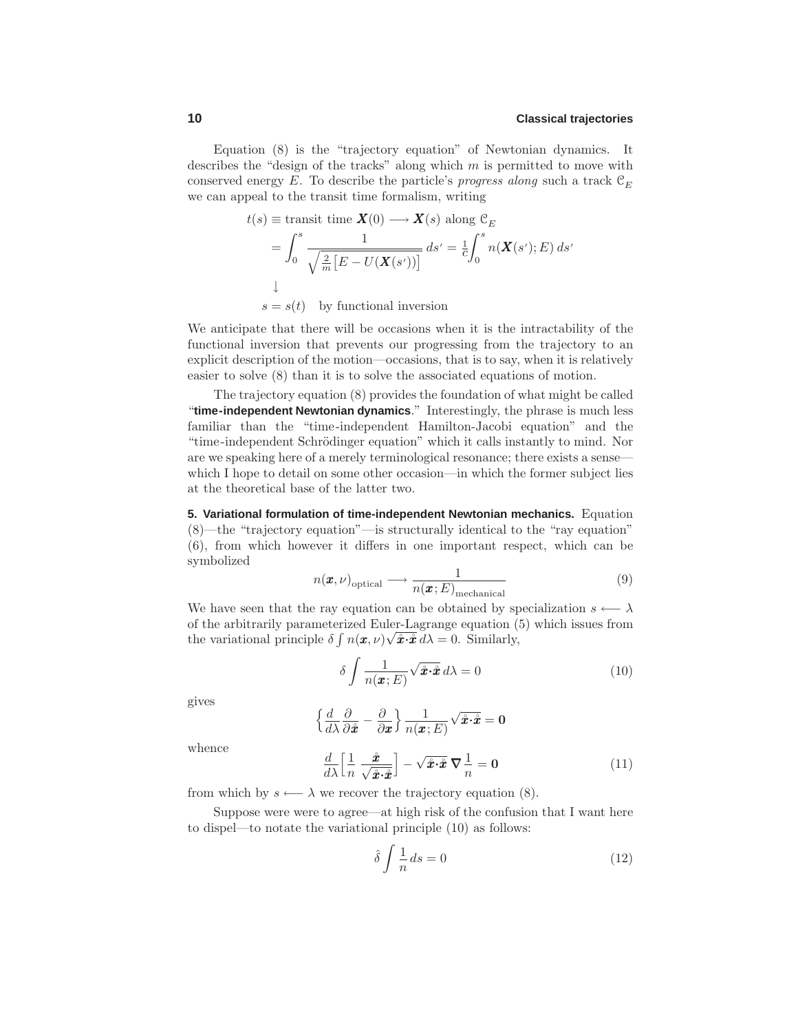Equation (8) is the "trajectory equation" of Newtonian dynamics. It describes the "design of the tracks" along which $m$ is permitted to move with conserved energy $E$. To describe the particle's *progress along* such a track $\mathcal{C}_E$ we can appeal to the transit time formalism, writing

$$
\begin{aligned}
t(s) &\equiv \text{transit time } \boldsymbol{X}(0) \longrightarrow \boldsymbol{X}(s) \text{ along } \mathcal{C}_E \\
&= \int_0^s \frac{1}{\sqrt{\frac{2}{m}\big[E - U(\boldsymbol{X}(s'))\big]}}\,ds' = \tfrac{1}{c}\int_0^s n(\boldsymbol{X}(s');E)\,ds' \\
&\downarrow \\
s &= s(t) \quad \text{by functional inversion}
\end{aligned}
$$

We anticipate that there will be occasions when it is the intractability of the functional inversion that prevents our progressing from the trajectory to an explicit description of the motion—occasions, that is to say, when it is relatively easier to solve (8) than it is to solve the associated equations of motion.

The trajectory equation (8) provides the foundation of what might be called "**time-independent Newtonian dynamics**." Interestingly, the phrase is much less familiar than the "time-independent Hamilton-Jacobi equation" and the "time-independent Schrödinger equation" which it calls instantly to mind. Nor are we speaking here of a merely terminological resonance; there exists a sense—which I hope to detail on some other occasion—in which the former subject lies at the theoretical base of the latter two.

**5. Variational formulation of time-independent Newtonian mechanics.** Equation (8)—the "trajectory equation"—is structurally identical to the "ray equation" (6), from which however it differs in one important respect, which can be symbolized

$$
n(\boldsymbol{x},\nu)_{\text{optical}} \longrightarrow \frac{1}{n(\boldsymbol{x};E)_{\text{mechanical}}} \tag{9}
$$

We have seen that the ray equation can be obtained by specialization $s \longleftarrow \lambda$ of the arbitrarily parameterized Euler-Lagrange equation (5) which issues from the variational principle $\delta\int n(\boldsymbol{x},\nu)\sqrt{\mathring{\boldsymbol{x}}\cdot\mathring{\boldsymbol{x}}}\,d\lambda = 0$. Similarly,

$$
\delta\int \frac{1}{n(\boldsymbol{x};E)}\sqrt{\mathring{\boldsymbol{x}}\cdot\mathring{\boldsymbol{x}}}\,d\lambda = 0 \tag{10}
$$

gives

$$
\Big\{\frac{d}{d\lambda}\frac{\partial}{\partial\mathring{\boldsymbol{x}}} - \frac{\partial}{\partial\boldsymbol{x}}\Big\}\frac{1}{n(\boldsymbol{x};E)}\sqrt{\mathring{\boldsymbol{x}}\cdot\mathring{\boldsymbol{x}}} = \boldsymbol{0}
$$

whence

$$
\frac{d}{d\lambda}\Big[\frac{1}{n}\,\frac{\mathring{\boldsymbol{x}}}{\sqrt{\mathring{\boldsymbol{x}}\cdot\mathring{\boldsymbol{x}}}}\Big] - \sqrt{\mathring{\boldsymbol{x}}\cdot\mathring{\boldsymbol{x}}}\;\boldsymbol{\nabla}\frac{1}{n} = \boldsymbol{0} \tag{11}
$$

from which by $s \longleftarrow \lambda$ we recover the trajectory equation (8).

Suppose were were to agree—at high risk of the confusion that I want here to dispel—to notate the variational principle (10) as follows:

$$
\hat{\delta}\int \frac{1}{n}\,ds = 0 \tag{12}
$$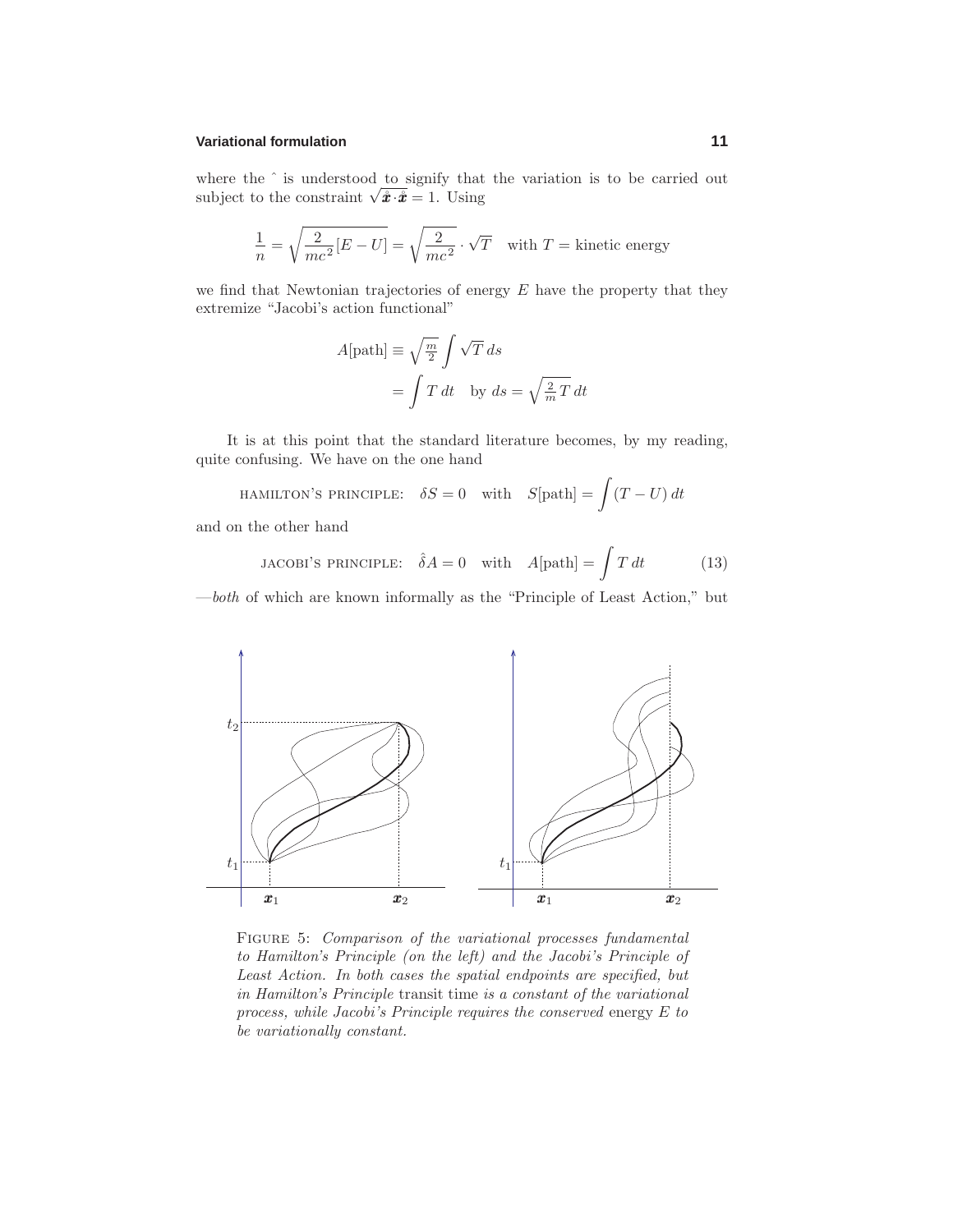where the $\hat{}$ is understood to signify that the variation is to be carried out subject to the constraint $\sqrt{\dot{\boldsymbol{x}} \cdot \dot{\boldsymbol{x}}} = 1$. Using

$$\frac{1}{n} = \sqrt{\frac{2}{mc^2}[E - U]} = \sqrt{\frac{2}{mc^2}} \cdot \sqrt{T} \quad \text{with } T = \text{kinetic energy}$$

we find that Newtonian trajectories of energy $E$ have the property that they extremize "Jacobi's action functional"

$$\begin{aligned} A[\text{path}] &\equiv \sqrt{\tfrac{m}{2}} \int \sqrt{T}\, ds \\ &= \int T\, dt \quad \text{by } ds = \sqrt{\tfrac{2}{m} T}\, dt \end{aligned}$$

It is at this point that the standard literature becomes, by my reading, quite confusing. We have on the one hand

$$\text{HAMILTON'S PRINCIPLE:} \quad \delta S = 0 \quad \text{with} \quad S[\text{path}] = \int (T - U)\, dt$$

and on the other hand

$$\text{JACOBI'S PRINCIPLE:} \quad \hat{\delta} A = 0 \quad \text{with} \quad A[\text{path}] = \int T\, dt \tag{13}$$

—*both* of which are known informally as the "Principle of Least Action," but

FIGURE 5: *Comparison of the variational processes fundamental to Hamilton's Principle (on the left) and the Jacobi's Principle of Least Action. In both cases the spatial endpoints are specified, but in Hamilton's Principle* transit time *is a constant of the variational process, while Jacobi's Principle requires the conserved* energy $E$ *to be variationally constant.*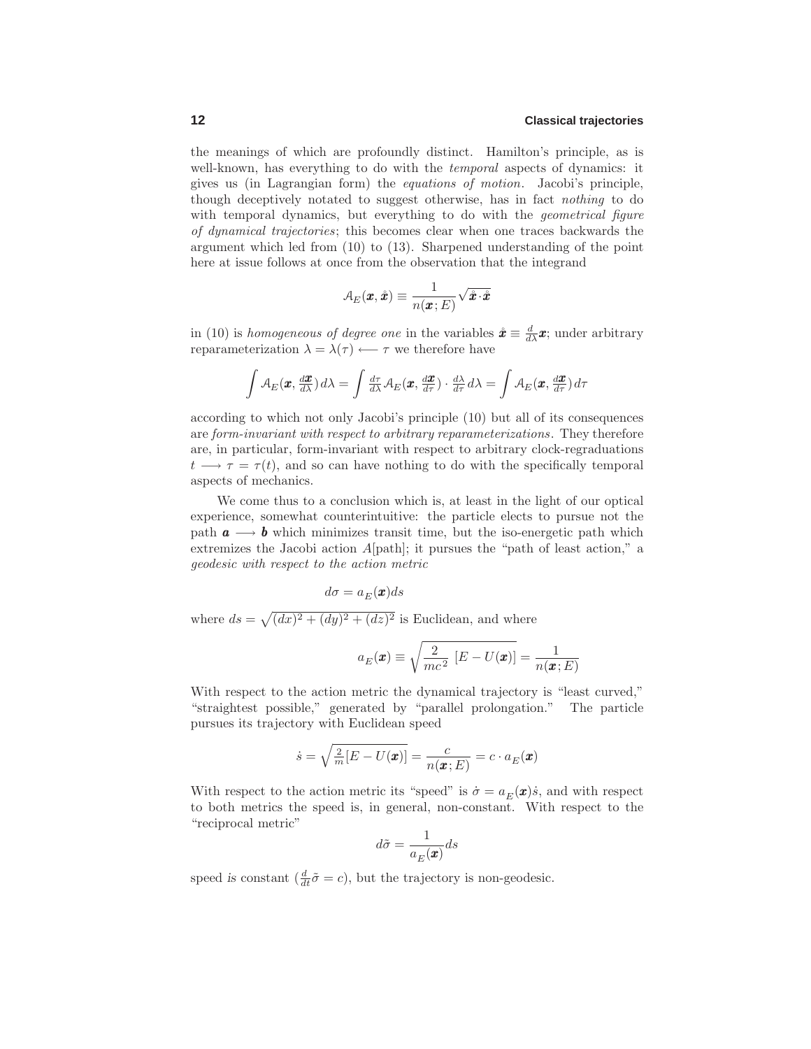the meanings of which are profoundly distinct. Hamilton's principle, as is well-known, has everything to do with the *temporal* aspects of dynamics: it gives us (in Lagrangian form) the *equations of motion*. Jacobi's principle, though deceptively notated to suggest otherwise, has in fact *nothing* to do with temporal dynamics, but everything to do with the *geometrical figure of dynamical trajectories*; this becomes clear when one traces backwards the argument which led from (10) to (13). Sharpened understanding of the point here at issue follows at once from the observation that the integrand

$$\mathcal{A}_E(\boldsymbol{x}, \mathring{\boldsymbol{x}}) \equiv \frac{1}{n(\boldsymbol{x}; E)}\sqrt{\mathring{\boldsymbol{x}}\cdot\mathring{\boldsymbol{x}}}$$

in (10) is *homogeneous of degree one* in the variables $\mathring{\boldsymbol{x}} \equiv \frac{d}{d\lambda}\boldsymbol{x}$; under arbitrary reparameterization $\lambda = \lambda(\tau) \longleftarrow \tau$ we therefore have

$$\int \mathcal{A}_E(\boldsymbol{x}, \tfrac{d\boldsymbol{x}}{d\lambda})\, d\lambda = \int \tfrac{d\tau}{d\lambda}\mathcal{A}_E(\boldsymbol{x}, \tfrac{d\boldsymbol{x}}{d\tau}) \cdot \tfrac{d\lambda}{d\tau}\, d\lambda = \int \mathcal{A}_E(\boldsymbol{x}, \tfrac{d\boldsymbol{x}}{d\tau})\, d\tau$$

according to which not only Jacobi's principle (10) but all of its consequences are *form-invariant with respect to arbitrary reparameterizations*. They therefore are, in particular, form-invariant with respect to arbitrary clock-regraduations $t \longrightarrow \tau = \tau(t)$, and so can have nothing to do with the specifically temporal aspects of mechanics.

We come thus to a conclusion which is, at least in the light of our optical experience, somewhat counterintuitive: the particle elects to pursue not the path $\boldsymbol{a} \longrightarrow \boldsymbol{b}$ which minimizes transit time, but the iso-energetic path which extremizes the Jacobi action $A[\text{path}]$; it pursues the "path of least action," a *geodesic with respect to the action metric*

$$d\sigma = a_E(\boldsymbol{x})ds$$

where $ds = \sqrt{(dx)^2 + (dy)^2 + (dz)^2}$ is Euclidean, and where

$$a_E(\boldsymbol{x}) \equiv \sqrt{\frac{2}{mc^2}\,[E - U(\boldsymbol{x})]} = \frac{1}{n(\boldsymbol{x}; E)}$$

With respect to the action metric the dynamical trajectory is "least curved," "straightest possible," generated by "parallel prolongation." The particle pursues its trajectory with Euclidean speed

$$\dot{s} = \sqrt{\tfrac{2}{m}[E - U(\boldsymbol{x})]} = \frac{c}{n(\boldsymbol{x}; E)} = c \cdot a_E(\boldsymbol{x})$$

With respect to the action metric its "speed" is $\dot{\sigma} = a_E(\boldsymbol{x})\dot{s}$, and with respect to both metrics the speed is, in general, non-constant. With respect to the "reciprocal metric"

$$d\tilde{\sigma} = \frac{1}{a_E(\boldsymbol{x})}ds$$

speed *is* constant ($\frac{d}{dt}\tilde{\sigma} = c$), but the trajectory is non-geodesic.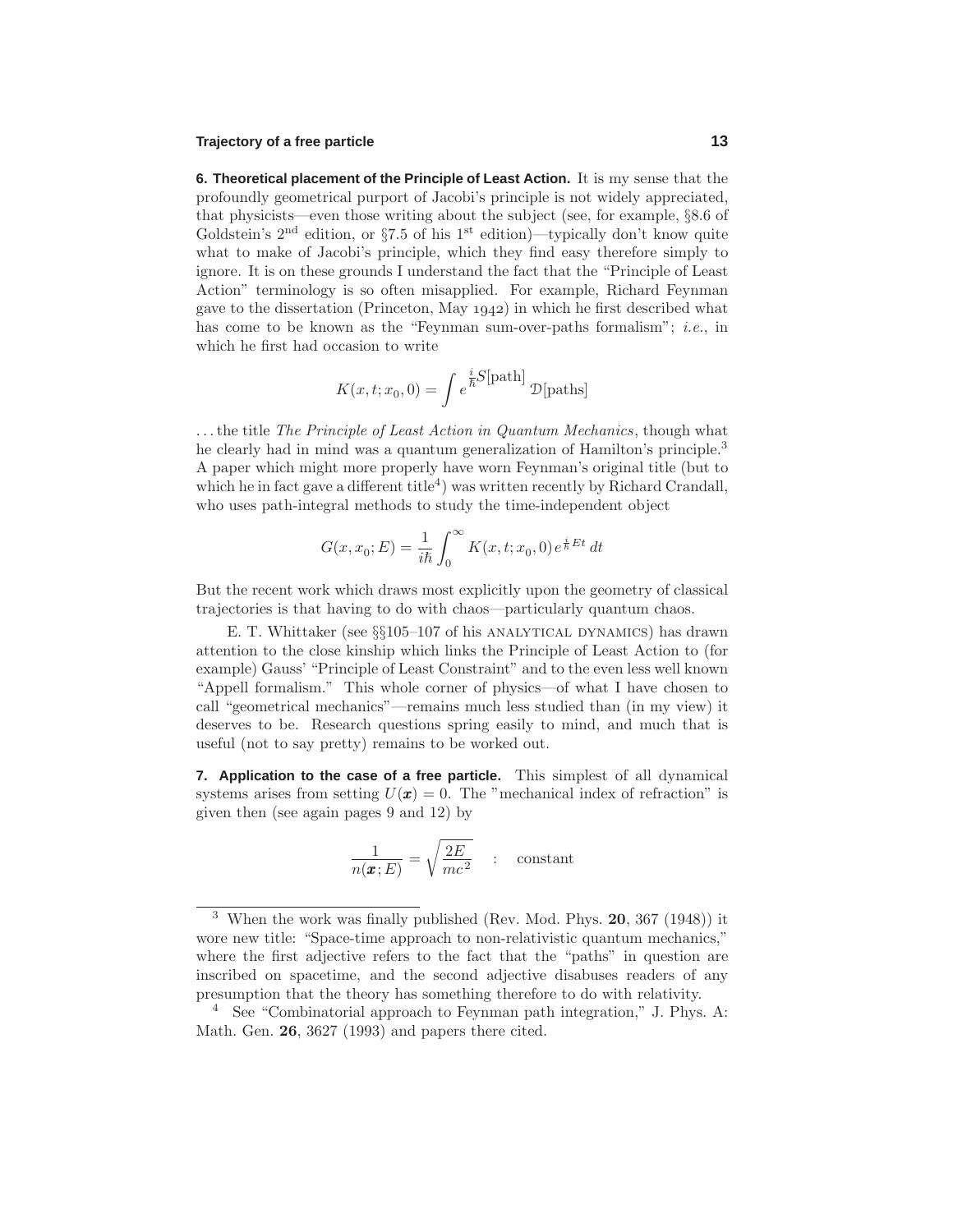**6. Theoretical placement of the Principle of Least Action.** It is my sense that the profoundly geometrical purport of Jacobi's principle is not widely appreciated, that physicists—even those writing about the subject (see, for example, §8.6 of Goldstein's 2nd edition, or §7.5 of his 1st edition)—typically don't know quite what to make of Jacobi's principle, which they find easy therefore simply to ignore. It is on these grounds I understand the fact that the "Principle of Least Action" terminology is so often misapplied. For example, Richard Feynman gave to the dissertation (Princeton, May 1942) in which he first described what has come to be known as the "Feynman sum-over-paths formalism"; *i.e.*, in which he first had occasion to write

$$K(x,t;x_0,0) = \int e^{\frac{i}{\hbar}S[\text{path}]}\,\mathcal{D}[\text{paths}]$$

. . . the title *The Principle of Least Action in Quantum Mechanics*, though what he clearly had in mind was a quantum generalization of Hamilton's principle.[3] A paper which might more properly have worn Feynman's original title (but to which he in fact gave a different title[4]) was written recently by Richard Crandall, who uses path-integral methods to study the time-independent object

$$G(x,x_0;E) = \frac{1}{i\hbar}\int_0^\infty K(x,t;x_0,0)\,e^{\frac{i}{\hbar}Et}\,dt$$

But the recent work which draws most explicitly upon the geometry of classical trajectories is that having to do with chaos—particularly quantum chaos.

E. T. Whittaker (see §§105–107 of his ANALYTICAL DYNAMICS) has drawn attention to the close kinship which links the Principle of Least Action to (for example) Gauss' "Principle of Least Constraint" and to the even less well known "Appell formalism." This whole corner of physics—of what I have chosen to call "geometrical mechanics"—remains much less studied than (in my view) it deserves to be. Research questions spring easily to mind, and much that is useful (not to say pretty) remains to be worked out.

**7. Application to the case of a free particle.** This simplest of all dynamical systems arises from setting $U(\boldsymbol{x}) = 0$. The "mechanical index of refraction" is given then (see again pages 9 and 12) by

$$\frac{1}{n(\boldsymbol{x};E)} = \sqrt{\frac{2E}{mc^2}} \quad : \quad \text{constant}$$

---

[3] When the work was finally published (Rev. Mod. Phys. **20**, 367 (1948)) it wore new title: "Space-time approach to non-relativistic quantum mechanics," where the first adjective refers to the fact that the "paths" in question are inscribed on spacetime, and the second adjective disabuses readers of any presumption that the theory has something therefore to do with relativity.

[4] See "Combinatorial approach to Feynman path integration," J. Phys. A: Math. Gen. **26**, 3627 (1993) and papers there cited.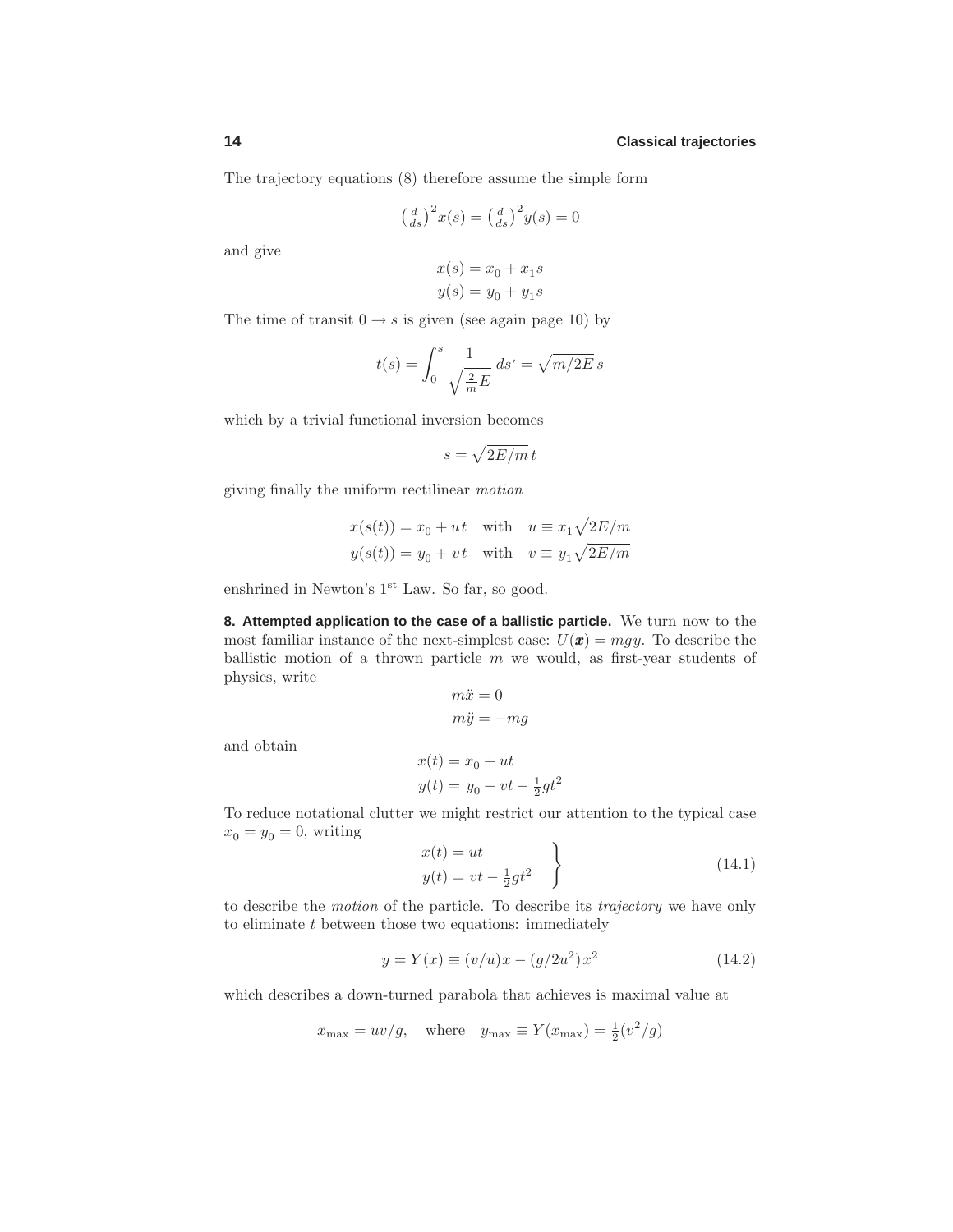The trajectory equations (8) therefore assume the simple form

$$\left(\tfrac{d}{ds}\right)^2 x(s) = \left(\tfrac{d}{ds}\right)^2 y(s) = 0$$

and give

$$\begin{aligned} x(s) &= x_0 + x_1 s \\ y(s) &= y_0 + y_1 s \end{aligned}$$

The time of transit $0 \to s$ is given (see again page 10) by

$$t(s) = \int_0^s \frac{1}{\sqrt{\frac{2}{m}E}}\, ds' = \sqrt{m/2E}\, s$$

which by a trivial functional inversion becomes

$$s = \sqrt{2E/m}\, t$$

giving finally the uniform rectilinear *motion*

$$\begin{aligned} x(s(t)) &= x_0 + u\,t \quad \text{with} \quad u \equiv x_1\sqrt{2E/m} \\ y(s(t)) &= y_0 + v\,t \quad \text{with} \quad v \equiv y_1\sqrt{2E/m} \end{aligned}$$

enshrined in Newton's 1st Law. So far, so good.

**8. Attempted application to the case of a ballistic particle.** We turn now to the most familiar instance of the next-simplest case: $U(\boldsymbol{x}) = mgy$. To describe the ballistic motion of a thrown particle $m$ we would, as first-year students of physics, write

$$\begin{aligned} m\ddot{x} &= 0 \\ m\ddot{y} &= -mg \end{aligned}$$

and obtain

$$\begin{aligned} x(t) &= x_0 + ut \\ y(t) &= y_0 + vt - \tfrac{1}{2}gt^2 \end{aligned}$$

To reduce notational clutter we might restrict our attention to the typical case $x_0 = y_0 = 0$, writing

$$\left.\begin{aligned} x(t) &= ut \\ y(t) &= vt - \tfrac{1}{2}gt^2 \end{aligned}\right\} \tag{14.1}$$

to describe the *motion* of the particle. To describe its *trajectory* we have only to eliminate $t$ between those two equations: immediately

$$y = Y(x) \equiv (v/u)x - (g/2u^2)x^2 \tag{14.2}$$

which describes a down-turned parabola that achieves is maximal value at

$$x_{\max} = uv/g, \quad \text{where} \quad y_{\max} \equiv Y(x_{\max}) = \tfrac{1}{2}(v^2/g)$$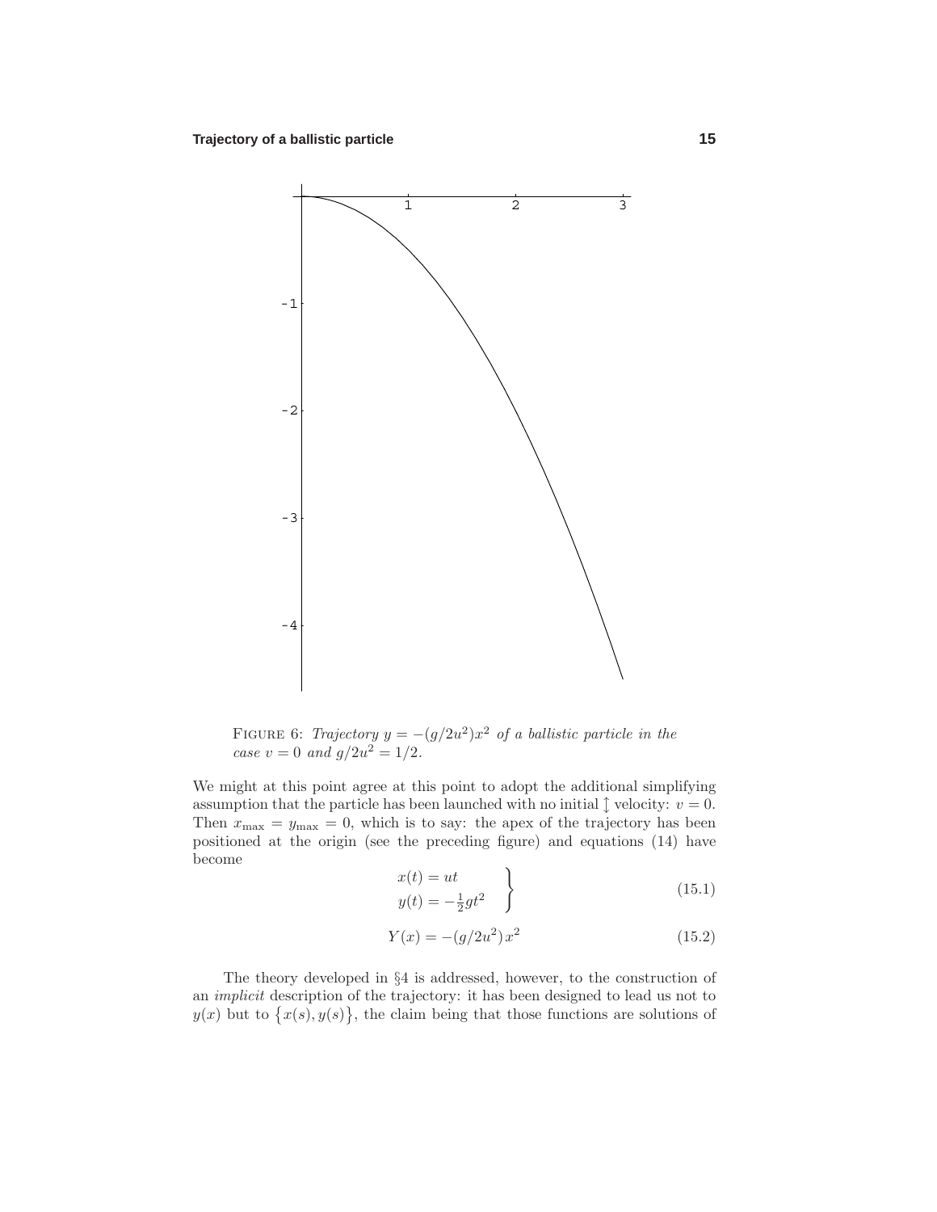FIGURE 6: *Trajectory $y = -(g/2u^2)x^2$ of a ballistic particle in the case $v = 0$ and $g/2u^2 = 1/2$.*

We might at this point agree at this point to adopt the additional simplifying assumption that the particle has been launched with no initial $\updownarrow$ velocity: $v = 0$. Then $x_{\text{max}} = y_{\text{max}} = 0$, which is to say: the apex of the trajectory has been positioned at the origin (see the preceding figure) and equations (14) have become

$$\left.\begin{aligned} x(t) &= ut \\ y(t) &= -\tfrac{1}{2}gt^2 \end{aligned}\right\} \tag{15.1}$$

$$Y(x) = -(g/2u^2)x^2 \tag{15.2}$$

The theory developed in §4 is addressed, however, to the construction of an *implicit* description of the trajectory: it has been designed to lead us not to $y(x)$ but to $\{x(s), y(s)\}$, the claim being that those functions are solutions of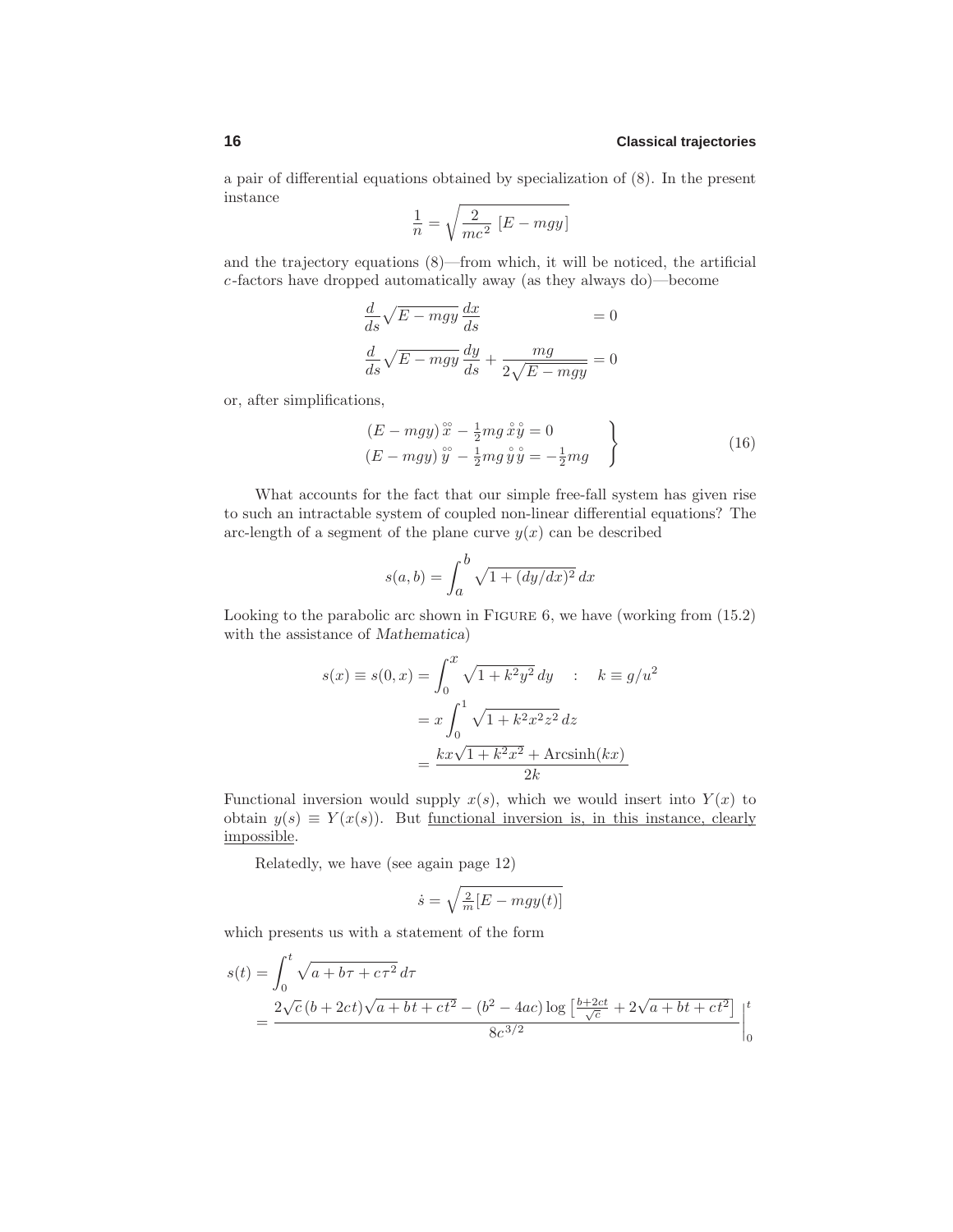a pair of differential equations obtained by specialization of (8). In the present instance

$$\frac{1}{n} = \sqrt{\frac{2}{mc^2}\,[E - mgy]}$$

and the trajectory equations (8)—from which, it will be noticed, the artificial $c$-factors have dropped automatically away (as they always do)—become

$$\begin{aligned}
\frac{d}{ds}\sqrt{E-mgy}\,\frac{dx}{ds} \qquad\qquad\qquad &= 0\\
\frac{d}{ds}\sqrt{E-mgy}\,\frac{dy}{ds} + \frac{mg}{2\sqrt{E-mgy}} &= 0
\end{aligned}$$

or, after simplifications,

$$\left.\begin{aligned}
(E-mgy)\,\overset{\circ\circ}{x} - \tfrac{1}{2}mg\,\overset{\circ}{x}\overset{\circ}{y} &= 0\\
(E-mgy)\,\overset{\circ\circ}{y} - \tfrac{1}{2}mg\,\overset{\circ}{y}\overset{\circ}{y} &= -\tfrac{1}{2}mg
\end{aligned}\right\} \tag{16}$$

What accounts for the fact that our simple free-fall system has given rise to such an intractable system of coupled non-linear differential equations? The arc-length of a segment of the plane curve $y(x)$ can be described

$$s(a,b) = \int_a^b \sqrt{1 + (dy/dx)^2}\,dx$$

Looking to the parabolic arc shown in FIGURE 6, we have (working from (15.2) with the assistance of *Mathematica*)

$$\begin{aligned}
s(x) \equiv s(0,x) &= \int_0^x \sqrt{1 + k^2y^2}\,dy \quad : \quad k \equiv g/u^2\\
&= x\int_0^1 \sqrt{1 + k^2x^2z^2}\,dz\\
&= \frac{kx\sqrt{1+k^2x^2} + \text{Arcsinh}(kx)}{2k}
\end{aligned}$$

Functional inversion would supply $x(s)$, which we would insert into $Y(x)$ to obtain $y(s) \equiv Y(x(s))$. But <u>functional inversion is, in this instance, clearly impossible</u>.

Relatedly, we have (see again page 12)

$$\dot{s} = \sqrt{\tfrac{2}{m}[E - mgy(t)]}$$

which presents us with a statement of the form

$$\begin{aligned}
s(t) &= \int_0^t \sqrt{a + b\tau + c\tau^2}\,d\tau\\
&= \frac{2\sqrt{c}\,(b+2ct)\sqrt{a+bt+ct^2} - (b^2-4ac)\log\left[\frac{b+2ct}{\sqrt{c}} + 2\sqrt{a+bt+ct^2}\right]}{8c^{3/2}}\Bigg|_0^t
\end{aligned}$$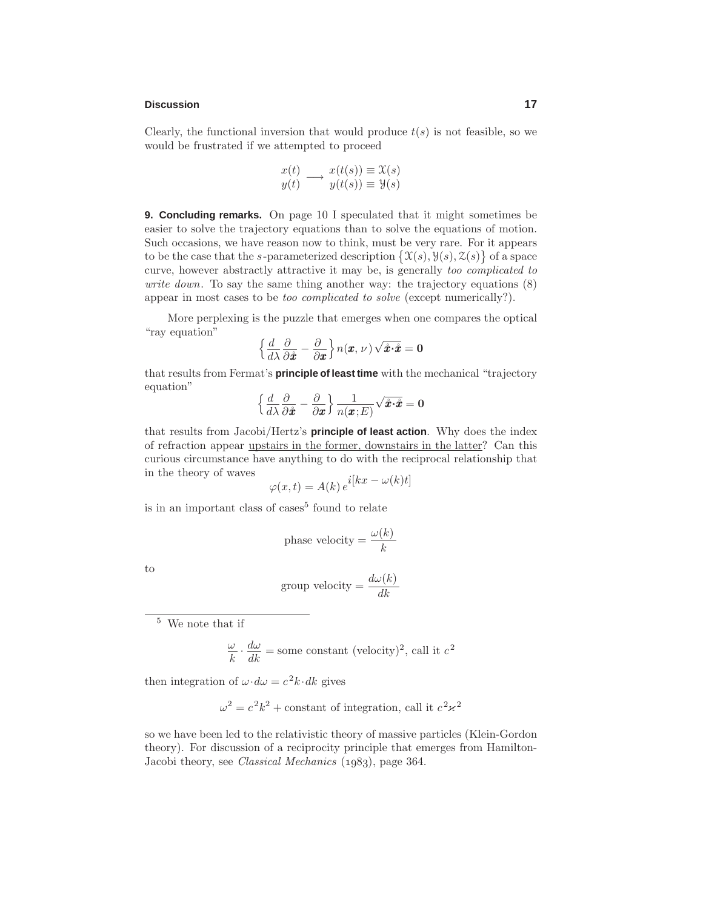Clearly, the functional inversion that would produce $t(s)$ is not feasible, so we would be frustrated if we attempted to proceed

$$\begin{array}{c} x(t) \\ y(t) \end{array} \longrightarrow \begin{array}{c} x(t(s)) \equiv \mathfrak{X}(s) \\ y(t(s)) \equiv \mathfrak{Y}(s) \end{array}$$

**9. Concluding remarks.** On page 10 I speculated that it might sometimes be easier to solve the trajectory equations than to solve the equations of motion. Such occasions, we have reason now to think, must be very rare. For it appears to be the case that the $s$-parameterized description $\{\mathfrak{X}(s), \mathfrak{Y}(s), \mathfrak{Z}(s)\}$ of a space curve, however abstractly attractive it may be, is generally *too complicated to write down.* To say the same thing another way: the trajectory equations (8) appear in most cases to be *too complicated to solve* (except numerically?).

More perplexing is the puzzle that emerges when one compares the optical "ray equation"

$$\Big\{\frac{d}{d\lambda}\frac{\partial}{\partial \mathring{\boldsymbol{x}}} - \frac{\partial}{\partial \boldsymbol{x}}\Big\} n(\boldsymbol{x}, \nu)\sqrt{\mathring{\boldsymbol{x}}\cdot\mathring{\boldsymbol{x}}} = \mathbf{0}$$

that results from Fermat's **principle of least time** with the mechanical "trajectory equation"

$$\Big\{\frac{d}{d\lambda}\frac{\partial}{\partial \mathring{\boldsymbol{x}}} - \frac{\partial}{\partial \boldsymbol{x}}\Big\} \frac{1}{n(\boldsymbol{x}; E)}\sqrt{\mathring{\boldsymbol{x}}\cdot\mathring{\boldsymbol{x}}} = \mathbf{0}$$

that results from Jacobi/Hertz's **principle of least action**. Why does the index of refraction appear upstairs in the former, downstairs in the latter? Can this curious circumstance have anything to do with the reciprocal relationship that in the theory of waves

$$\varphi(x, t) = A(k)\, e^{i[kx - \omega(k)t]}$$

is in an important class of cases[5] found to relate

$$\text{phase velocity} = \frac{\omega(k)}{k}$$

to

$$\text{group velocity} = \frac{d\omega(k)}{dk}$$

---

[5] We note that if

$$\frac{\omega}{k}\cdot\frac{d\omega}{dk} = \text{some constant (velocity)}^2\text{, call it } c^2$$

then integration of $\omega\cdot d\omega = c^2 k\cdot dk$ gives

$$\omega^2 = c^2k^2 + \text{constant of integration, call it } c^2\varkappa^2$$

so we have been led to the relativistic theory of massive particles (Klein-Gordon theory). For discussion of a reciprocity principle that emerges from Hamilton-Jacobi theory, see *Classical Mechanics* (1983), page 364.